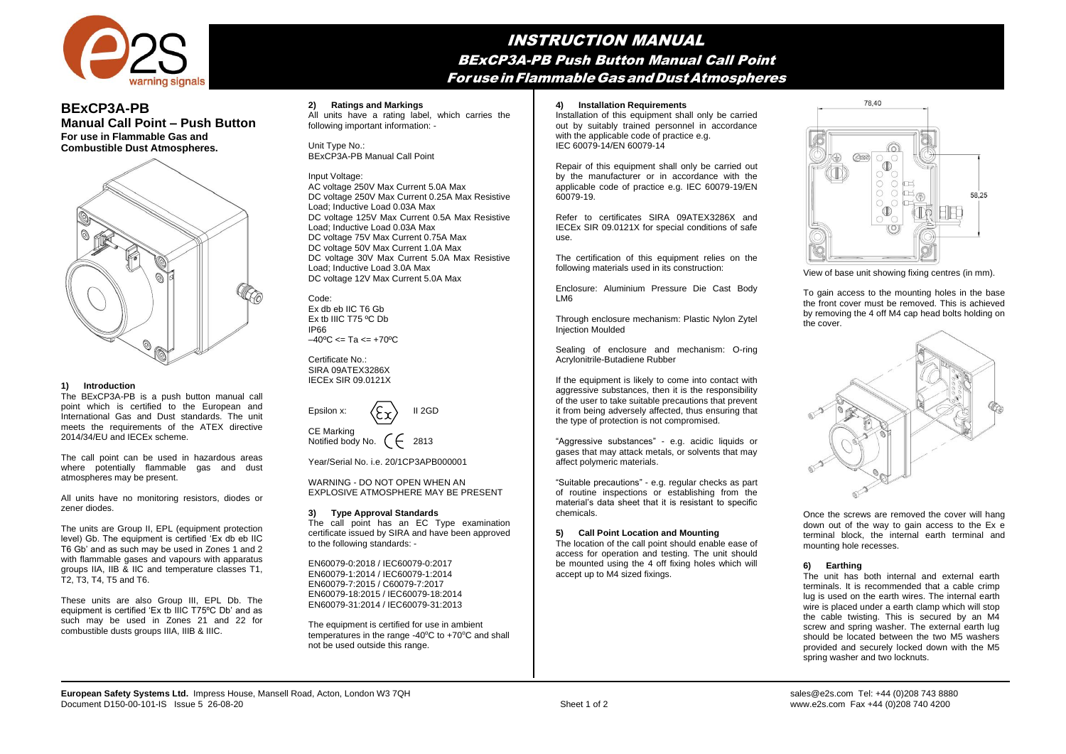# INSTRUCTION MANUAL

## BExCP3A-PB Push Button Manual Call Point

## For use in Flammable Gas and Dust Atmospheres

**BExCP3A-PB**
**Manual Call Point – Push Button**
**For use in Flammable Gas and Combustible Dust Atmospheres.**

### 1) Introduction

The BExCP3A-PB is a push button manual call point which is certified to the European and International Gas and Dust standards. The unit meets the requirements of the ATEX directive 2014/34/EU and IECEx scheme.

The call point can be used in hazardous areas where potentially flammable gas and dust atmospheres may be present.

All units have no monitoring resistors, diodes or zener diodes.

The units are Group II, EPL (equipment protection level) Gb. The equipment is certified 'Ex db eb IIC T6 Gb' and as such may be used in Zones 1 and 2 with flammable gases and vapours with apparatus groups IIA, IIB & IIC and temperature classes T1, T2, T3, T4, T5 and T6.

These units are also Group III, EPL Db. The equipment is certified 'Ex tb IIIC T75ºC Db' and as such may be used in Zones 21 and 22 for combustible dusts groups IIIA, IIIB & IIIC.

### 2) Ratings and Markings

All units have a rating label, which carries the following important information: -

Unit Type No.:
BExCP3A-PB Manual Call Point

Input Voltage:
AC voltage 250V Max Current 5.0A Max
DC voltage 250V Max Current 0.25A Max Resistive Load; Inductive Load 0.03A Max
DC voltage 125V Max Current 0.5A Max Resistive Load; Inductive Load 0.03A Max
DC voltage 75V Max Current 0.75A Max
DC voltage 50V Max Current 1.0A Max
DC voltage 30V Max Current 5.0A Max Resistive Load; Inductive Load 3.0A Max
DC voltage 12V Max Current 5.0A Max

Code:
Ex db eb IIC T6 Gb
Ex tb IIIC T75 ºC Db
IP66
–40ºC <= Ta <= +70ºC

Certificate No.:
SIRA 09ATEX3286X
IECEx SIR 09.0121X

Epsilon x: II 2GD

CE Marking
Notified body No. CE 2813

Year/Serial No. i.e. 20/1CP3APB000001

WARNING - DO NOT OPEN WHEN AN EXPLOSIVE ATMOSPHERE MAY BE PRESENT

### 3) Type Approval Standards

The call point has an EC Type examination certificate issued by SIRA and have been approved to the following standards: -

EN60079-0:2018 / IEC60079-0:2017
EN60079-1:2014 / IEC60079-1:2014
EN60079-7:2015 / C60079-7:2017
EN60079-18:2015 / IEC60079-18:2014
EN60079-31:2014 / IEC60079-31:2013

The equipment is certified for use in ambient temperatures in the range -40ºC to +70ºC and shall not be used outside this range.

### 4) Installation Requirements

Installation of this equipment shall only be carried out by suitably trained personnel in accordance with the applicable code of practice e.g. IEC 60079-14/EN 60079-14

Repair of this equipment shall only be carried out by the manufacturer or in accordance with the applicable code of practice e.g. IEC 60079-19/EN 60079-19.

Refer to certificates SIRA 09ATEX3286X and IECEx SIR 09.0121X for special conditions of safe use.

The certification of this equipment relies on the following materials used in its construction:

Enclosure: Aluminium Pressure Die Cast Body LM6

Through enclosure mechanism: Plastic Nylon Zytel Injection Moulded

Sealing of enclosure and mechanism: O-ring Acrylonitrile-Butadiene Rubber

If the equipment is likely to come into contact with aggressive substances, then it is the responsibility of the user to take suitable precautions that prevent it from being adversely affected, thus ensuring that the type of protection is not compromised.

"Aggressive substances" - e.g. acidic liquids or gases that may attack metals, or solvents that may affect polymeric materials.

"Suitable precautions" - e.g. regular checks as part of routine inspections or establishing from the material's data sheet that it is resistant to specific chemicals.

### 5) Call Point Location and Mounting

The location of the call point should enable ease of access for operation and testing. The unit should be mounted using the 4 off fixing holes which will accept up to M4 sized fixings.

78,40

58,25

View of base unit showing fixing centres (in mm).

To gain access to the mounting holes in the base the front cover must be removed. This is achieved by removing the 4 off M4 cap head bolts holding on the cover.

Once the screws are removed the cover will hang down out of the way to gain access to the Ex e terminal block, the internal earth terminal and mounting hole recesses.

### 6) Earthing

The unit has both internal and external earth terminals. It is recommended that a cable crimp lug is used on the earth wires. The internal earth wire is placed under a earth clamp which will stop the cable twisting. This is secured by an M4 screw and spring washer. The external earth lug should be located between the two M5 washers provided and securely locked down with the M5 spring washer and two locknuts.

**European Safety Systems Ltd.** Impress House, Mansell Road, Acton, London W3 7QH
Document D150-00-101-IS Issue 5 26-08-20

sales@e2s.com Tel: +44 (0)208 743 8880
www.e2s.com Fax +44 (0)208 740 4200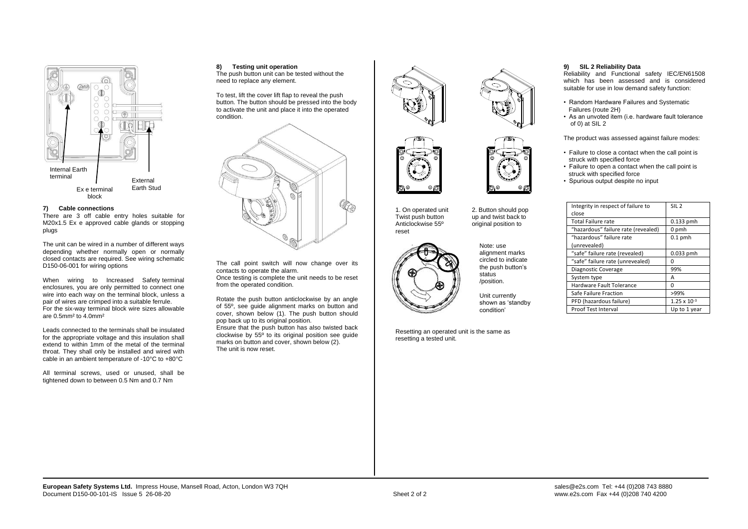Internal Earth terminal

Ex e terminal block

External Earth Stud

## 7) Cable connections

There are 3 off cable entry holes suitable for M20x1.5 Ex e approved cable glands or stopping plugs

The unit can be wired in a number of different ways depending whether normally open or normally closed contacts are required. See wiring schematic D150-06-001 for wiring options

When wiring to Increased Safety terminal enclosures, you are only permitted to connect one wire into each way on the terminal block, unless a pair of wires are crimped into a suitable ferrule.
For the six-way terminal block wire sizes allowable are 0.5mm² to 4.0mm²

Leads connected to the terminals shall be insulated for the appropriate voltage and this insulation shall extend to within 1mm of the metal of the terminal throat. They shall only be installed and wired with cable in an ambient temperature of -10°C to +80°C

All terminal screws, used or unused, shall be tightened down to between 0.5 Nm and 0.7 Nm

## 8) Testing unit operation

The push button unit can be tested without the need to replace any element.

To test, lift the cover lift flap to reveal the push button. The button should be pressed into the body to activate the unit and place it into the operated condition.

The call point switch will now change over its contacts to operate the alarm.
Once testing is complete the unit needs to be reset from the operated condition.

Rotate the push button anticlockwise by an angle of 55º, see guide alignment marks on button and cover, shown below (1). The push button should pop back up to its original position.
Ensure that the push button has also twisted back clockwise by 55º to its original position see guide marks on button and cover, shown below (2).
The unit is now reset.

1. On operated unit Twist push button Anticlockwise 55º reset

2. Button should pop up and twist back to original position to

Note: use alignment marks circled to indicate the push button's status /position.

Unit currently shown as 'standby condition'

Resetting an operated unit is the same as resetting a tested unit.

## 9) SIL 2 Reliability Data

Reliability and Functional safety IEC/EN61508 which has been assessed and is considered suitable for use in low demand safety function:

- Random Hardware Failures and Systematic Failures (route 2H)
- As an unvoted item (i.e. hardware fault tolerance of 0) at SIL 2

The product was assessed against failure modes:

- Failure to close a contact when the call point is struck with specified force
- Failure to open a contact when the call point is struck with specified force
- Spurious output despite no input

| | |
|---|---|
| Integrity in respect of failure to close | SIL 2 |
| Total Failure rate | 0.133 pmh |
| "hazardous" failure rate (revealed) | 0 pmh |
| "hazardous" failure rate (unrevealed) | 0.1 pmh |
| "safe" failure rate (revealed) | 0.033 pmh |
| "safe" failure rate (unrevealed) | 0 |
| Diagnostic Coverage | 99% |
| System type | A |
| Hardware Fault Tolerance | 0 |
| Safe Failure Fraction | >99% |
| PFD (hazardous failure) | $1.25 \times 10^{-3}$ |
| Proof Test Interval | Up to 1 year |

**European Safety Systems Ltd.** Impress House, Mansell Road, Acton, London W3 7QH
Document D150-00-101-IS Issue 5 26-08-20

sales@e2s.com Tel: +44 (0)208 743 8880
www.e2s.com Fax +44 (0)208 740 4200